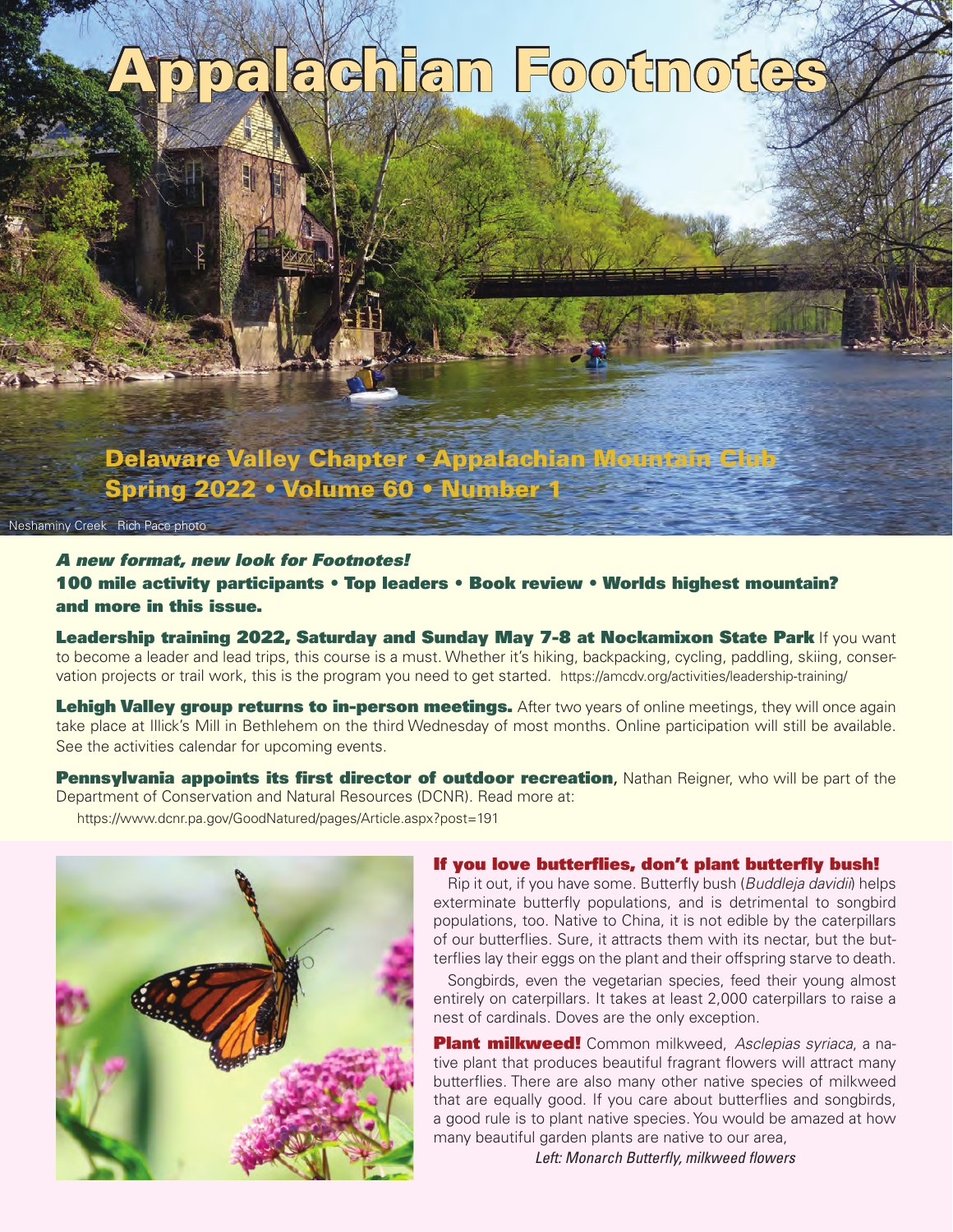# Appalachian Footnotes

**Delaware Valley Chapter • Appalachian Mountain Club**
**Spring 2022 • Volume 60 • Number 1**

Neshaminy Creek Rich Pace photo

***A new format, new look for Footnotes!***

**100 mile activity participants • Top leaders • Book review • Worlds highest mountain? and more in this issue.**

**Leadership training 2022, Saturday and Sunday May 7-8 at Nockamixon State Park** If you want to become a leader and lead trips, this course is a must. Whether it's hiking, backpacking, cycling, paddling, skiing, conservation projects or trail work, this is the program you need to get started. https://amcdv.org/activities/leadership-training/

**Lehigh Valley group returns to in-person meetings.** After two years of online meetings, they will once again take place at Illick's Mill in Bethlehem on the third Wednesday of most months. Online participation will still be available. See the activities calendar for upcoming events.

**Pennsylvania appoints its first director of outdoor recreation,** Nathan Reigner, who will be part of the Department of Conservation and Natural Resources (DCNR). Read more at:

https://www.dcnr.pa.gov/GoodNatured/pages/Article.aspx?post=191

## If you love butterflies, don't plant butterfly bush!

Rip it out, if you have some. Butterfly bush (*Buddleja davidii*) helps exterminate butterfly populations, and is detrimental to songbird populations, too. Native to China, it is not edible by the caterpillars of our butterflies. Sure, it attracts them with its nectar, but the butterflies lay their eggs on the plant and their offspring starve to death.

Songbirds, even the vegetarian species, feed their young almost entirely on caterpillars. It takes at least 2,000 caterpillars to raise a nest of cardinals. Doves are the only exception.

**Plant milkweed!** Common milkweed, *Asclepias syriaca*, a native plant that produces beautiful fragrant flowers will attract many butterflies. There are also many other native species of milkweed that are equally good. If you care about butterflies and songbirds, a good rule is to plant native species. You would be amazed at how many beautiful garden plants are native to our area,

*Left: Monarch Butterfly, milkweed flowers*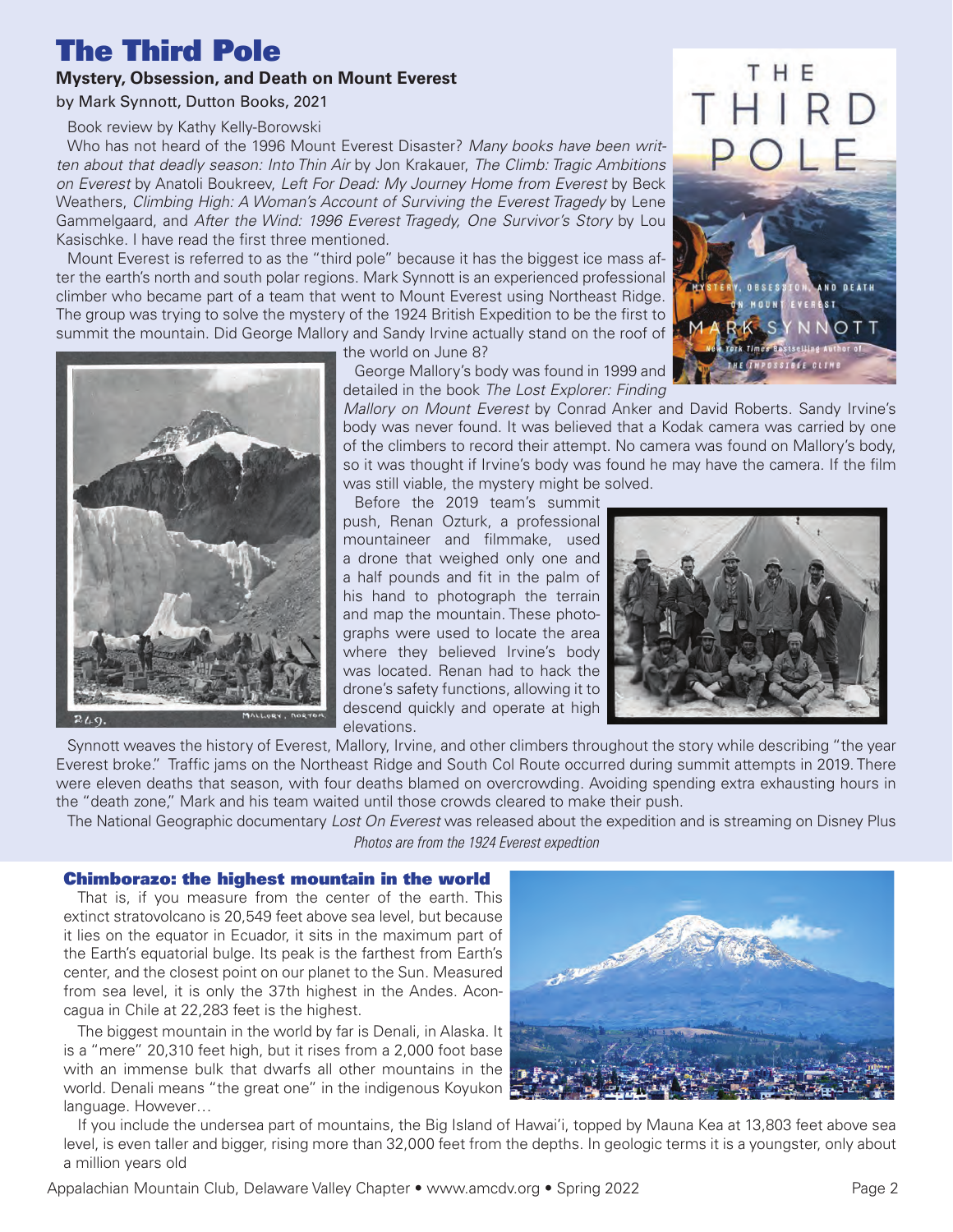# The Third Pole

**Mystery, Obsession, and Death on Mount Everest**

by Mark Synnott, Dutton Books, 2021

Book review by Kathy Kelly-Borowski

Who has not heard of the 1996 Mount Everest Disaster? *Many books have been written about that deadly season: Into Thin Air* by Jon Krakauer, *The Climb: Tragic Ambitions on Everest* by Anatoli Boukreev, *Left For Dead: My Journey Home from Everest* by Beck Weathers, *Climbing High: A Woman's Account of Surviving the Everest Tragedy* by Lene Gammelgaard, and *After the Wind: 1996 Everest Tragedy, One Survivor's Story* by Lou Kasischke. I have read the first three mentioned.

Mount Everest is referred to as the "third pole" because it has the biggest ice mass after the earth's north and south polar regions. Mark Synnott is an experienced professional climber who became part of a team that went to Mount Everest using Northeast Ridge. The group was trying to solve the mystery of the 1924 British Expedition to be the first to summit the mountain. Did George Mallory and Sandy Irvine actually stand on the roof of the world on June 8?

George Mallory's body was found in 1999 and detailed in the book *The Lost Explorer: Finding Mallory on Mount Everest* by Conrad Anker and David Roberts. Sandy Irvine's body was never found. It was believed that a Kodak camera was carried by one of the climbers to record their attempt. No camera was found on Mallory's body, so it was thought if Irvine's body was found he may have the camera. If the film was still viable, the mystery might be solved.

Before the 2019 team's summit push, Renan Ozturk, a professional mountaineer and filmmake, used a drone that weighed only one and a half pounds and fit in the palm of his hand to photograph the terrain and map the mountain. These photographs were used to locate the area where they believed Irvine's body was located. Renan had to hack the drone's safety functions, allowing it to descend quickly and operate at high elevations.

Synnott weaves the history of Everest, Mallory, Irvine, and other climbers throughout the story while describing "the year Everest broke." Traffic jams on the Northeast Ridge and South Col Route occurred during summit attempts in 2019. There were eleven deaths that season, with four deaths blamed on overcrowding. Avoiding spending extra exhausting hours in the "death zone," Mark and his team waited until those crowds cleared to make their push.

The National Geographic documentary *Lost On Everest* was released about the expedition and is streaming on Disney Plus

*Photos are from the 1924 Everest expedtion*

### Chimborazo: the highest mountain in the world

That is, if you measure from the center of the earth. This extinct stratovolcano is 20,549 feet above sea level, but because it lies on the equator in Ecuador, it sits in the maximum part of the Earth's equatorial bulge. Its peak is the farthest from Earth's center, and the closest point on our planet to the Sun. Measured from sea level, it is only the 37th highest in the Andes. Aconcagua in Chile at 22,283 feet is the highest.

The biggest mountain in the world by far is Denali, in Alaska. It is a "mere" 20,310 feet high, but it rises from a 2,000 foot base with an immense bulk that dwarfs all other mountains in the world. Denali means "the great one" in the indigenous Koyukon language. However…

If you include the undersea part of mountains, the Big Island of Hawai'i, topped by Mauna Kea at 13,803 feet above sea level, is even taller and bigger, rising more than 32,000 feet from the depths. In geologic terms it is a youngster, only about a million years old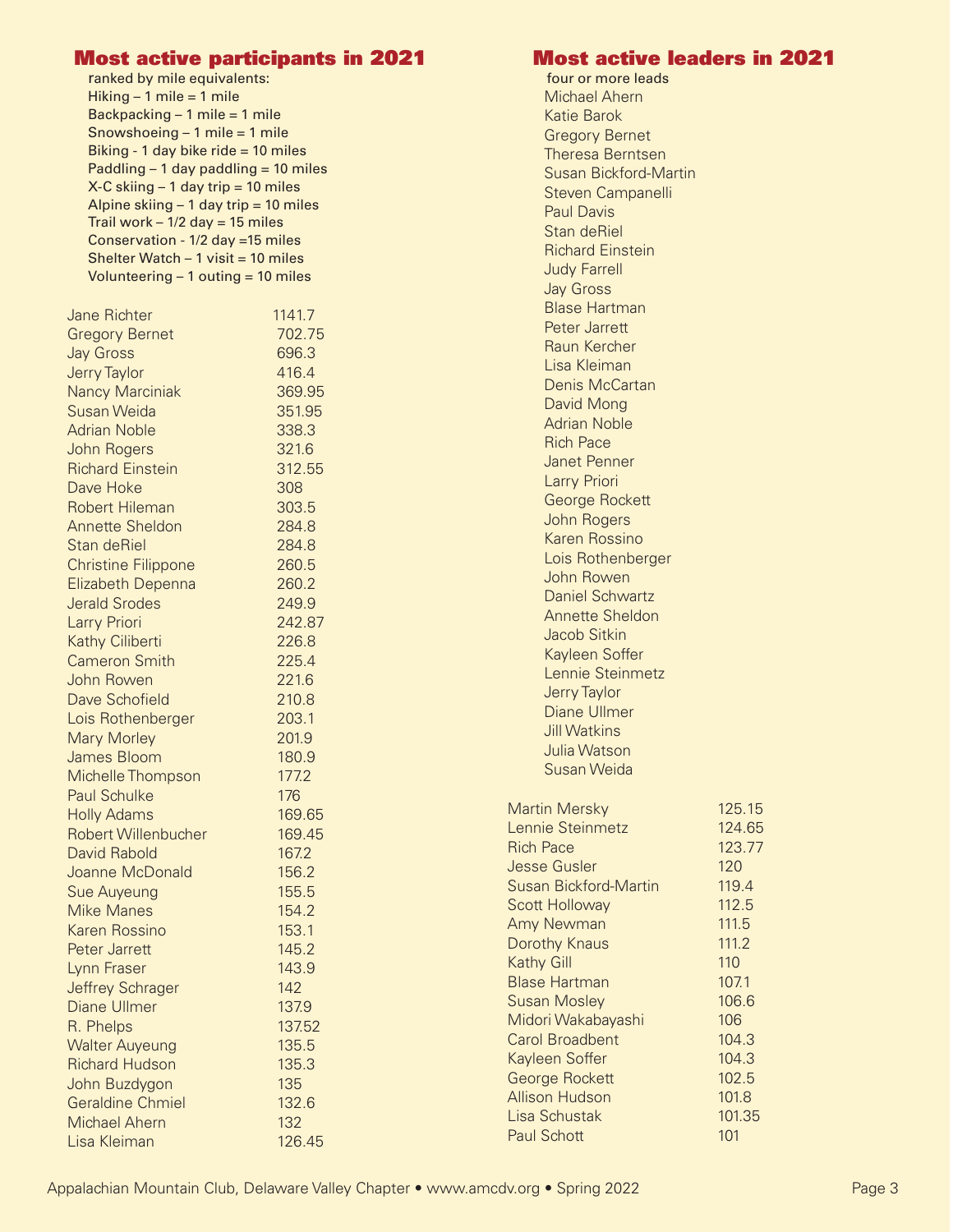## Most active participants in 2021

ranked by mile equivalents:

Hiking – 1 mile = 1 mile
Backpacking – 1 mile = 1 mile
Snowshoeing – 1 mile = 1 mile
Biking - 1 day bike ride = 10 miles
Paddling – 1 day paddling = 10 miles
X-C skiing – 1 day trip = 10 miles
Alpine skiing – 1 day trip = 10 miles
Trail work – 1/2 day = 15 miles
Conservation - 1/2 day =15 miles
Shelter Watch – 1 visit = 10 miles
Volunteering – 1 outing = 10 miles

| Name | Miles |
|---|---|
| Jane Richter | 1141.7 |
| Gregory Bernet | 702.75 |
| Jay Gross | 696.3 |
| Jerry Taylor | 416.4 |
| Nancy Marciniak | 369.95 |
| Susan Weida | 351.95 |
| Adrian Noble | 338.3 |
| John Rogers | 321.6 |
| Richard Einstein | 312.55 |
| Dave Hoke | 308 |
| Robert Hileman | 303.5 |
| Annette Sheldon | 284.8 |
| Stan deRiel | 284.8 |
| Christine Filippone | 260.5 |
| Elizabeth Depenna | 260.2 |
| Jerald Srodes | 249.9 |
| Larry Priori | 242.87 |
| Kathy Ciliberti | 226.8 |
| Cameron Smith | 225.4 |
| John Rowen | 221.6 |
| Dave Schofield | 210.8 |
| Lois Rothenberger | 203.1 |
| Mary Morley | 201.9 |
| James Bloom | 180.9 |
| Michelle Thompson | 177.2 |
| Paul Schulke | 176 |
| Holly Adams | 169.65 |
| Robert Willenbucher | 169.45 |
| David Rabold | 167.2 |
| Joanne McDonald | 156.2 |
| Sue Auyeung | 155.5 |
| Mike Manes | 154.2 |
| Karen Rossino | 153.1 |
| Peter Jarrett | 145.2 |
| Lynn Fraser | 143.9 |
| Jeffrey Schrager | 142 |
| Diane Ullmer | 137.9 |
| R. Phelps | 137.52 |
| Walter Auyeung | 135.5 |
| Richard Hudson | 135.3 |
| John Buzdygon | 135 |
| Geraldine Chmiel | 132.6 |
| Michael Ahern | 132 |
| Lisa Kleiman | 126.45 |
| Martin Mersky | 125.15 |
| Lennie Steinmetz | 124.65 |
| Rich Pace | 123.77 |
| Jesse Gusler | 120 |
| Susan Bickford-Martin | 119.4 |
| Scott Holloway | 112.5 |
| Amy Newman | 111.5 |
| Dorothy Knaus | 111.2 |
| Kathy Gill | 110 |
| Blase Hartman | 107.1 |
| Susan Mosley | 106.6 |
| Midori Wakabayashi | 106 |
| Carol Broadbent | 104.3 |
| Kayleen Soffer | 104.3 |
| George Rockett | 102.5 |
| Allison Hudson | 101.8 |
| Lisa Schustak | 101.35 |
| Paul Schott | 101 |

## Most active leaders in 2021

four or more leads

Michael Ahern
Katie Barok
Gregory Bernet
Theresa Berntsen
Susan Bickford-Martin
Steven Campanelli
Paul Davis
Stan deRiel
Richard Einstein
Judy Farrell
Jay Gross
Blase Hartman
Peter Jarrett
Raun Kercher
Lisa Kleiman
Denis McCartan
David Mong
Adrian Noble
Rich Pace
Janet Penner
Larry Priori
George Rockett
John Rogers
Karen Rossino
Lois Rothenberger
John Rowen
Daniel Schwartz
Annette Sheldon
Jacob Sitkin
Kayleen Soffer
Lennie Steinmetz
Jerry Taylor
Diane Ullmer
Jill Watkins
Julia Watson
Susan Weida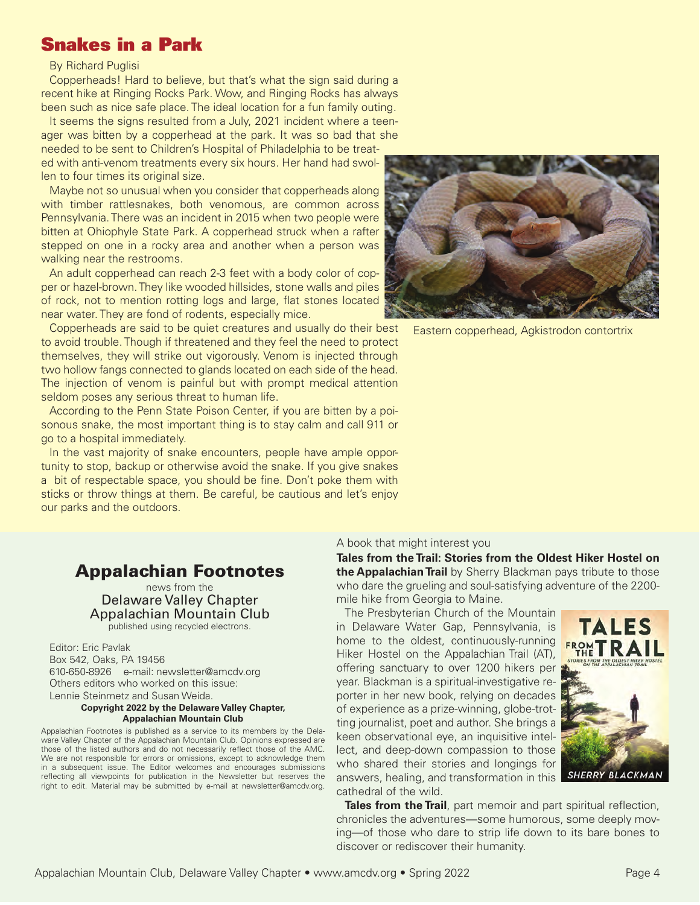## Snakes in a Park

By Richard Puglisi

Copperheads! Hard to believe, but that's what the sign said during a recent hike at Ringing Rocks Park. Wow, and Ringing Rocks has always been such as nice safe place. The ideal location for a fun family outing.

It seems the signs resulted from a July, 2021 incident where a teenager was bitten by a copperhead at the park. It was so bad that she needed to be sent to Children's Hospital of Philadelphia to be treated with anti-venom treatments every six hours. Her hand had swollen to four times its original size.

Maybe not so unusual when you consider that copperheads along with timber rattlesnakes, both venomous, are common across Pennsylvania. There was an incident in 2015 when two people were bitten at Ohiophyle State Park. A copperhead struck when a rafter stepped on one in a rocky area and another when a person was walking near the restrooms.

An adult copperhead can reach 2-3 feet with a body color of copper or hazel-brown. They like wooded hillsides, stone walls and piles of rock, not to mention rotting logs and large, flat stones located near water. They are fond of rodents, especially mice.

Eastern copperhead, Agkistrodon contortrix

Copperheads are said to be quiet creatures and usually do their best to avoid trouble. Though if threatened and they feel the need to protect themselves, they will strike out vigorously. Venom is injected through two hollow fangs connected to glands located on each side of the head. The injection of venom is painful but with prompt medical attention seldom poses any serious threat to human life.

According to the Penn State Poison Center, if you are bitten by a poisonous snake, the most important thing is to stay calm and call 911 or go to a hospital immediately.

In the vast majority of snake encounters, people have ample opportunity to stop, backup or otherwise avoid the snake. If you give snakes a bit of respectable space, you should be fine. Don't poke them with sticks or throw things at them. Be careful, be cautious and let's enjoy our parks and the outdoors.

## Appalachian Footnotes

news from the
Delaware Valley Chapter
Appalachian Mountain Club
published using recycled electrons.

Editor: Eric Pavlak
Box 542, Oaks, PA 19456
610-650-8926 e-mail: newsletter@amcdv.org
Others editors who worked on this issue:
Lennie Steinmetz and Susan Weida.

**Copyright 2022 by the Delaware Valley Chapter, Appalachian Mountain Club**

Appalachian Footnotes is published as a service to its members by the Delaware Valley Chapter of the Appalachian Mountain Club. Opinions expressed are those of the listed authors and do not necessarily reflect those of the AMC. We are not responsible for errors or omissions, except to acknowledge them in a subsequent issue. The Editor welcomes and encourages submissions reflecting all viewpoints for publication in the Newsletter but reserves the right to edit. Material may be submitted by e-mail at newsletter@amcdv.org.

A book that might interest you

**Tales from the Trail: Stories from the Oldest Hiker Hostel on the Appalachian Trail** by Sherry Blackman pays tribute to those who dare the grueling and soul-satisfying adventure of the 2200-mile hike from Georgia to Maine.

The Presbyterian Church of the Mountain in Delaware Water Gap, Pennsylvania, is home to the oldest, continuously-running Hiker Hostel on the Appalachian Trail (AT), offering sanctuary to over 1200 hikers per year. Blackman is a spiritual-investigative reporter in her new book, relying on decades of experience as a prize-winning, globe-trotting journalist, poet and author. She brings a keen observational eye, an inquisitive intellect, and deep-down compassion to those who shared their stories and longings for answers, healing, and transformation in this cathedral of the wild.

**Tales from the Trail**, part memoir and part spiritual reflection, chronicles the adventures—some humorous, some deeply moving—of those who dare to strip life down to its bare bones to discover or rediscover their humanity.